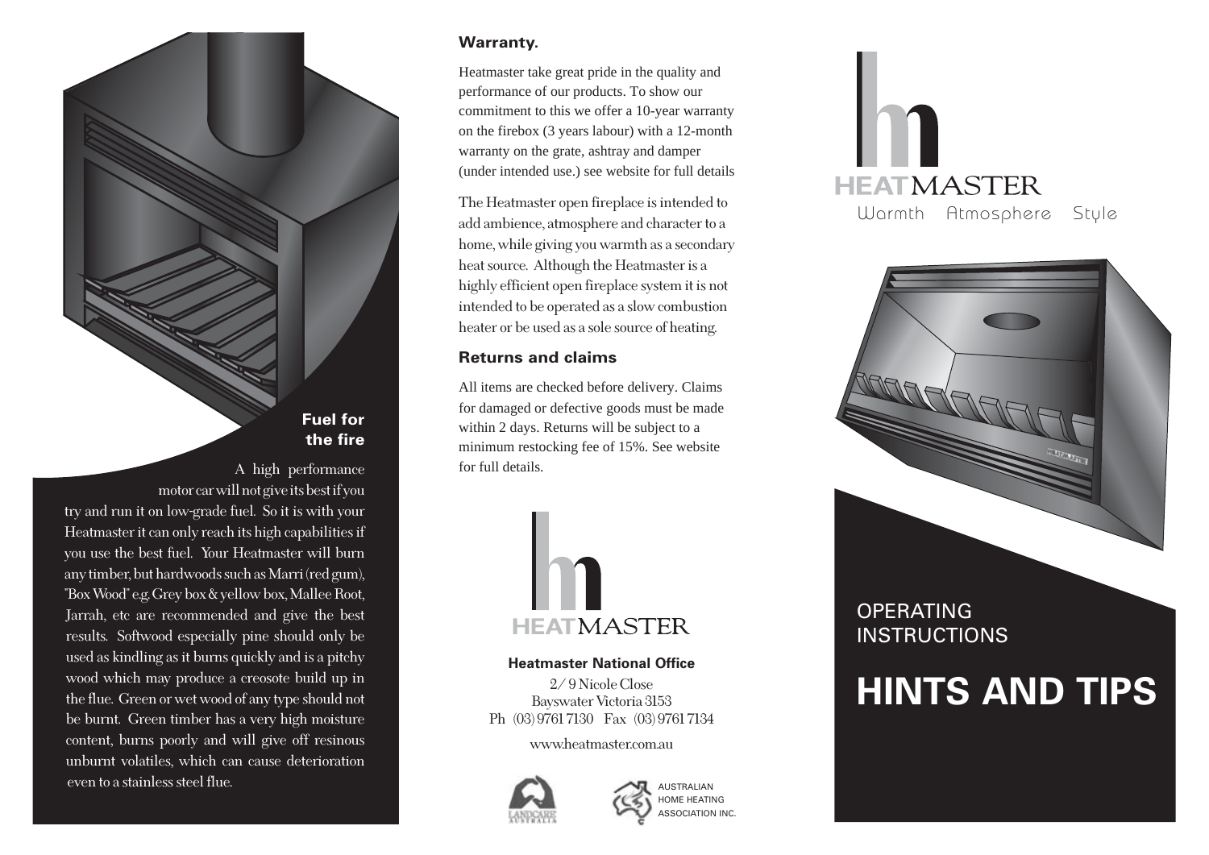## Fuel for the fire

A high performance motor car will not give its best if you try and run it on low-grade fuel. So it is with your Heatmaster it can only reach its high capabilities if you use the best fuel. Your Heatmaster will burn any timber, but hardwoods such as Marri (red gum), "Box Wood" e.g. Grey box & yellow box, Mallee Root, Jarrah, etc are recommended and give the best results. Softwood especially pine should only be used as kindling as it burns quickly and is a pitchy wood which may produce a creosote build up in the flue. Green or wet wood of any type should not be burnt. Green timber has a very high moisture content, burns poorly and will give off resinous unburnt volatiles, which can cause deterioration even to a stainless steel flue.

## Warranty.

Heatmaster take great pride in the quality and performance of our products. To show our commitment to this we offer a 10-year warranty on the firebox (3 years labour) with a 12-month warranty on the grate, ashtray and damper (under intended use.) see website for full details

The Heatmaster open fireplace is intended to add ambience, atmosphere and character to a home, while giving you warmth as a secondary heat source. Although the Heatmaster is a highly efficient open fireplace system it is not intended to be operated as a slow combustion heater or be used as a sole source of heating.

## Returns and claims

All items are checked before delivery. Claims for damaged or defective goods must be made within 2 days. Returns will be subject to a minimum restocking fee of 15%. See website for full details.

HEATMASTER

**Heatmaster National Office**

2/ 9 Nicole Close
Bayswater Victoria 3153
Ph (03) 9761 7130 Fax (03) 9761 7134

www.heatmaster.com.au

LANDCARE AUSTRALIA

AUSTRALIAN HOME HEATING ASSOCIATION INC.

HEATMASTER

Warmth Atmosphere Style

OPERATING INSTRUCTIONS

# HINTS AND TIPS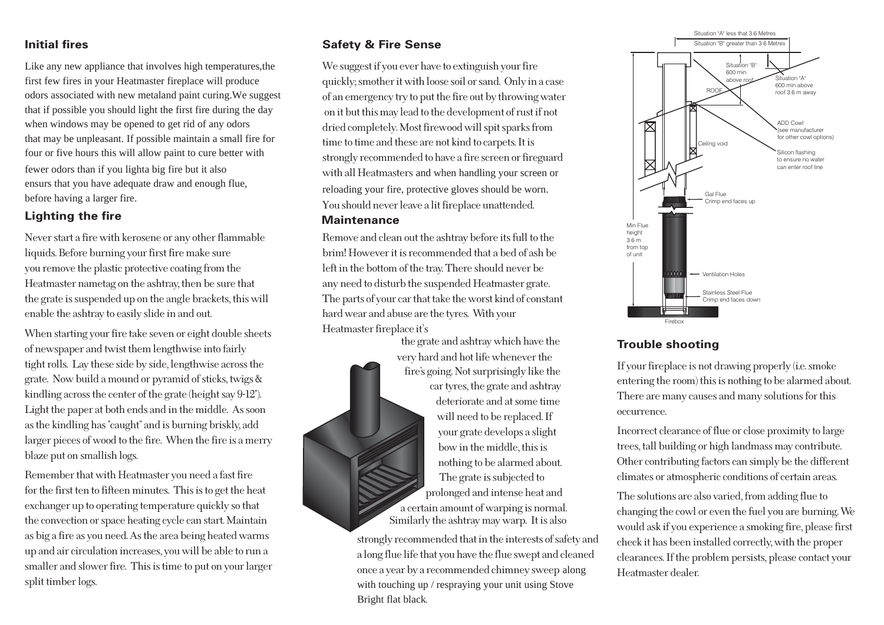## Initial fires

Like any new appliance that involves high temperatures,the first few fires in your Heatmaster fireplace will produce odors associated with new metaland paint curing.We suggest that if possible you should light the first fire during the day when windows may be opened to get rid of any odors that may be unpleasant. If possible maintain a small fire for four or five hours this will allow paint to cure better with fewer odors than if you lighta big fire but it also ensurs that you have adequate draw and enough flue, before having a larger fire.

## Lighting the fire

Never start a fire with kerosene or any other flammable liquids. Before burning your first fire make sure you remove the plastic protective coating from the Heatmaster nametag on the ashtray, then be sure that the grate is suspended up on the angle brackets, this will enable the ashtray to easily slide in and out.

When starting your fire take seven or eight double sheets of newspaper and twist them lengthwise into fairly tight rolls. Lay these side by side, lengthwise across the grate. Now build a mound or pyramid of sticks, twigs & kindling across the center of the grate (height say 9-12"). Light the paper at both ends and in the middle. As soon as the kindling has "caught" and is burning briskly, add larger pieces of wood to the fire. When the fire is a merry blaze put on smallish logs.

Remember that with Heatmaster you need a fast fire for the first ten to fifteen minutes. This is to get the heat exchanger up to operating temperature quickly so that the convection or space heating cycle can start. Maintain as big a fire as you need. As the area being heated warms up and air circulation increases, you will be able to run a smaller and slower fire. This is time to put on your larger split timber logs.

## Safety & Fire Sense

We suggest if you ever have to extinguish your fire quickly; smother it with loose soil or sand. Only in a case of an emergency try to put the fire out by throwing water on it but this may lead to the development of rust if not dried completely. Most firewood will spit sparks from time to time and these are not kind to carpets. It is strongly recommended to have a fire screen or fireguard with all Heatmasters and when handling your screen or reloading your fire, protective gloves should be worn. You should never leave a lit fireplace unattended.

## Maintenance

Remove and clean out the ashtray before its full to the brim! However it is recommended that a bed of ash be left in the bottom of the tray. There should never be any need to disturb the suspended Heatmaster grate. The parts of your car that take the worst kind of constant hard wear and abuse are the tyres. With your Heatmaster fireplace it's the grate and ashtray which have the very hard and hot life whenever the fire's going. Not surprisingly like the car tyres, the grate and ashtray deteriorate and at some time will need to be replaced. If your grate develops a slight bow in the middle, this is nothing to be alarmed about. The grate is subjected to prolonged and intense heat and a certain amount of warping is normal. Similarly the ashtray may warp. It is also strongly recommended that in the interests of safety and a long flue life that you have the flue swept and cleaned once a year by a recommended chimney sweep along with touching up / respraying your unit using Stove Bright flat black.

Situation "A" less that 3.6 Metres
Situation "B" greater than 3.6 Metres
Situation "B" 600 min above roof
Situation "A" 600 min above roof 3.6 m away
ROOF
ADD Cowl (see manufacturer for other cowl options)
Ceiling void
Silicon flashing to ensure no water can enter roof line
Gal Flue Crimp end faces up
Min Flue height 3.6 m from top of unit
Ventilation Holes
Stainless Steel Flue Crimp end faces down
Firebox

## Trouble shooting

If your fireplace is not drawing properly (i.e. smoke entering the room) this is nothing to be alarmed about. There are many causes and many solutions for this occurrence.

Incorrect clearance of flue or close proximity to large trees, tall building or high landmass may contribute. Other contributing factors can simply be the different climates or atmospheric conditions of certain areas.

The solutions are also varied, from adding flue to changing the cowl or even the fuel you are burning. We would ask if you experience a smoking fire, please first check it has been installed correctly, with the proper clearances. If the problem persists, please contact your Heatmaster dealer.